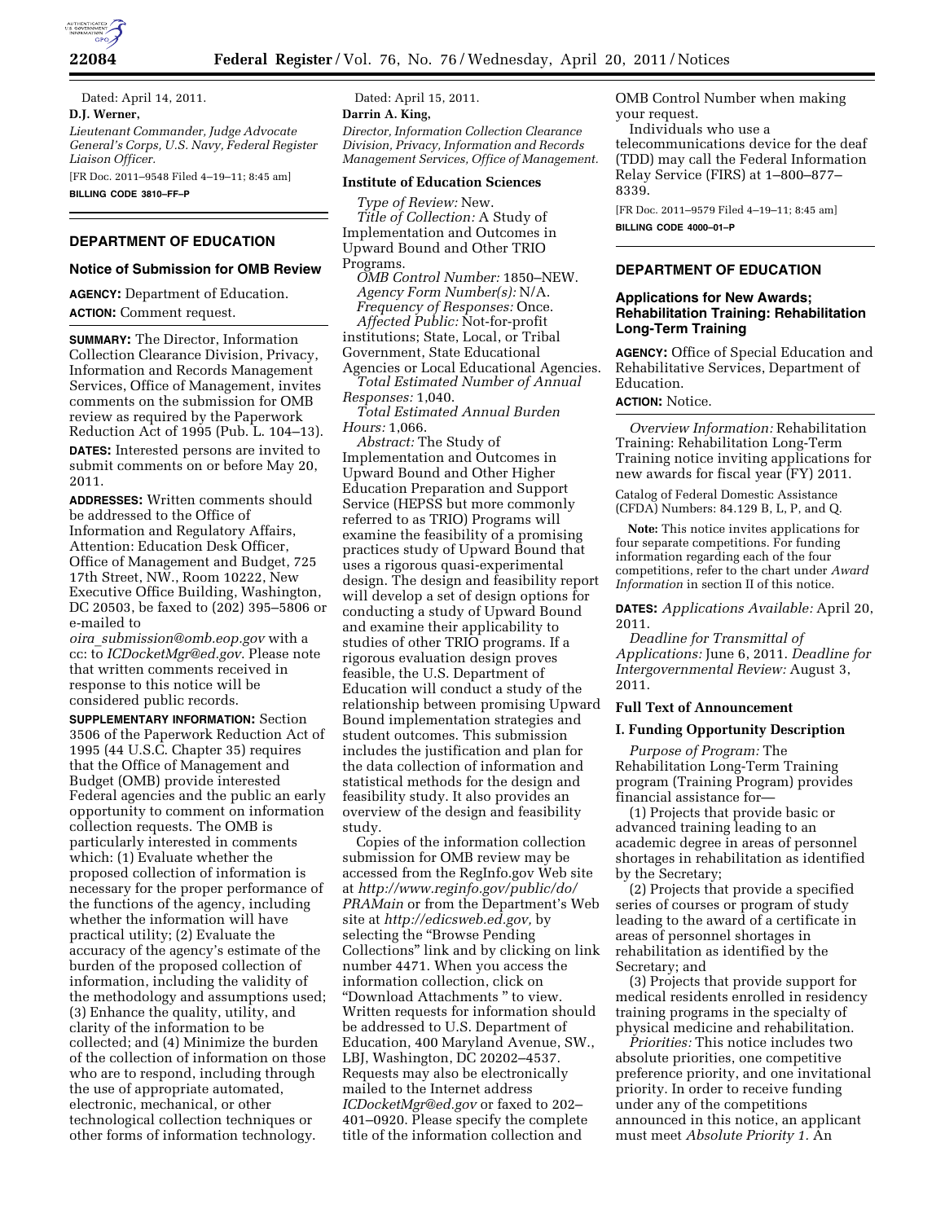Dated: April 14, 2011.

**D.J. Werner,**

*Lieutenant Commander, Judge Advocate General's Corps, U.S. Navy, Federal Register Liaison Officer.*

[FR Doc. 2011–9548 Filed 4–19–11; 8:45 am]

**BILLING CODE 3810–FF–P**

## DEPARTMENT OF EDUCATION

### Notice of Submission for OMB Review

**AGENCY:** Department of Education.

**ACTION:** Comment request.

**SUMMARY:** The Director, Information Collection Clearance Division, Privacy, Information and Records Management Services, Office of Management, invites comments on the submission for OMB review as required by the Paperwork Reduction Act of 1995 (Pub. L. 104–13).

**DATES:** Interested persons are invited to submit comments on or before May 20, 2011.

**ADDRESSES:** Written comments should be addressed to the Office of Information and Regulatory Affairs, Attention: Education Desk Officer, Office of Management and Budget, 725 17th Street, NW., Room 10222, New Executive Office Building, Washington, DC 20503, be faxed to (202) 395–5806 or e-mailed to *oira_submission@omb.eop.gov* with a cc: to *ICDocketMgr@ed.gov*. Please note that written comments received in response to this notice will be considered public records.

**SUPPLEMENTARY INFORMATION:** Section 3506 of the Paperwork Reduction Act of 1995 (44 U.S.C. Chapter 35) requires that the Office of Management and Budget (OMB) provide interested Federal agencies and the public an early opportunity to comment on information collection requests. The OMB is particularly interested in comments which: (1) Evaluate whether the proposed collection of information is necessary for the proper performance of the functions of the agency, including whether the information will have practical utility; (2) Evaluate the accuracy of the agency's estimate of the burden of the proposed collection of information, including the validity of the methodology and assumptions used; (3) Enhance the quality, utility, and clarity of the information to be collected; and (4) Minimize the burden of the collection of information on those who are to respond, including through the use of appropriate automated, electronic, mechanical, or other technological collection techniques or other forms of information technology.

Dated: April 15, 2011.

**Darrin A. King,**

*Director, Information Collection Clearance Division, Privacy, Information and Records Management Services, Office of Management.*

### Institute of Education Sciences

*Type of Review:* New.

*Title of Collection:* A Study of Implementation and Outcomes in Upward Bound and Other TRIO Programs.

*OMB Control Number:* 1850–NEW.

*Agency Form Number(s):* N/A.

*Frequency of Responses:* Once.

*Affected Public:* Not-for-profit institutions; State, Local, or Tribal Government, State Educational Agencies or Local Educational Agencies.

*Total Estimated Number of Annual Responses:* 1,040.

*Total Estimated Annual Burden Hours:* 1,066.

*Abstract:* The Study of Implementation and Outcomes in Upward Bound and Other Higher Education Preparation and Support Service (HEPSS but more commonly referred to as TRIO) Programs will examine the feasibility of a promising practices study of Upward Bound that uses a rigorous quasi-experimental design. The design and feasibility report will develop a set of design options for conducting a study of Upward Bound and examine their applicability to studies of other TRIO programs. If a rigorous evaluation design proves feasible, the U.S. Department of Education will conduct a study of the relationship between promising Upward Bound implementation strategies and student outcomes. This submission includes the justification and plan for the data collection of information and statistical methods for the design and feasibility study. It also provides an overview of the design and feasibility study.

Copies of the information collection submission for OMB review may be accessed from the RegInfo.gov Web site at *http://www.reginfo.gov/public/do/PRAMain* or from the Department's Web site at *http://edicsweb.ed.gov,* by selecting the "Browse Pending Collections" link and by clicking on link number 4471. When you access the information collection, click on "Download Attachments " to view. Written requests for information should be addressed to U.S. Department of Education, 400 Maryland Avenue, SW., LBJ, Washington, DC 20202–4537. Requests may also be electronically mailed to the Internet address *ICDocketMgr@ed.gov* or faxed to 202–401–0920. Please specify the complete title of the information collection and OMB Control Number when making your request.

Individuals who use a telecommunications device for the deaf (TDD) may call the Federal Information Relay Service (FIRS) at 1–800–877–8339.

[FR Doc. 2011–9579 Filed 4–19–11; 8:45 am]

**BILLING CODE 4000–01–P**

## DEPARTMENT OF EDUCATION

### Applications for New Awards; Rehabilitation Training: Rehabilitation Long-Term Training

**AGENCY:** Office of Special Education and Rehabilitative Services, Department of Education.

**ACTION:** Notice.

*Overview Information:* Rehabilitation Training: Rehabilitation Long-Term Training notice inviting applications for new awards for fiscal year (FY) 2011.

Catalog of Federal Domestic Assistance (CFDA) Numbers: 84.129 B, L, P, and Q.

**Note:** This notice invites applications for four separate competitions. For funding information regarding each of the four competitions, refer to the chart under *Award Information* in section II of this notice.

**DATES:** *Applications Available:* April 20, 2011.

*Deadline for Transmittal of Applications:* June 6, 2011. *Deadline for Intergovernmental Review:* August 3, 2011.

### Full Text of Announcement

### I. Funding Opportunity Description

*Purpose of Program:* The Rehabilitation Long-Term Training program (Training Program) provides financial assistance for—

(1) Projects that provide basic or advanced training leading to an academic degree in areas of personnel shortages in rehabilitation as identified by the Secretary;

(2) Projects that provide a specified series of courses or program of study leading to the award of a certificate in areas of personnel shortages in rehabilitation as identified by the Secretary; and

(3) Projects that provide support for medical residents enrolled in residency training programs in the specialty of physical medicine and rehabilitation.

*Priorities:* This notice includes two absolute priorities, one competitive preference priority, and one invitational priority. In order to receive funding under any of the competitions announced in this notice, an applicant must meet *Absolute Priority 1.* An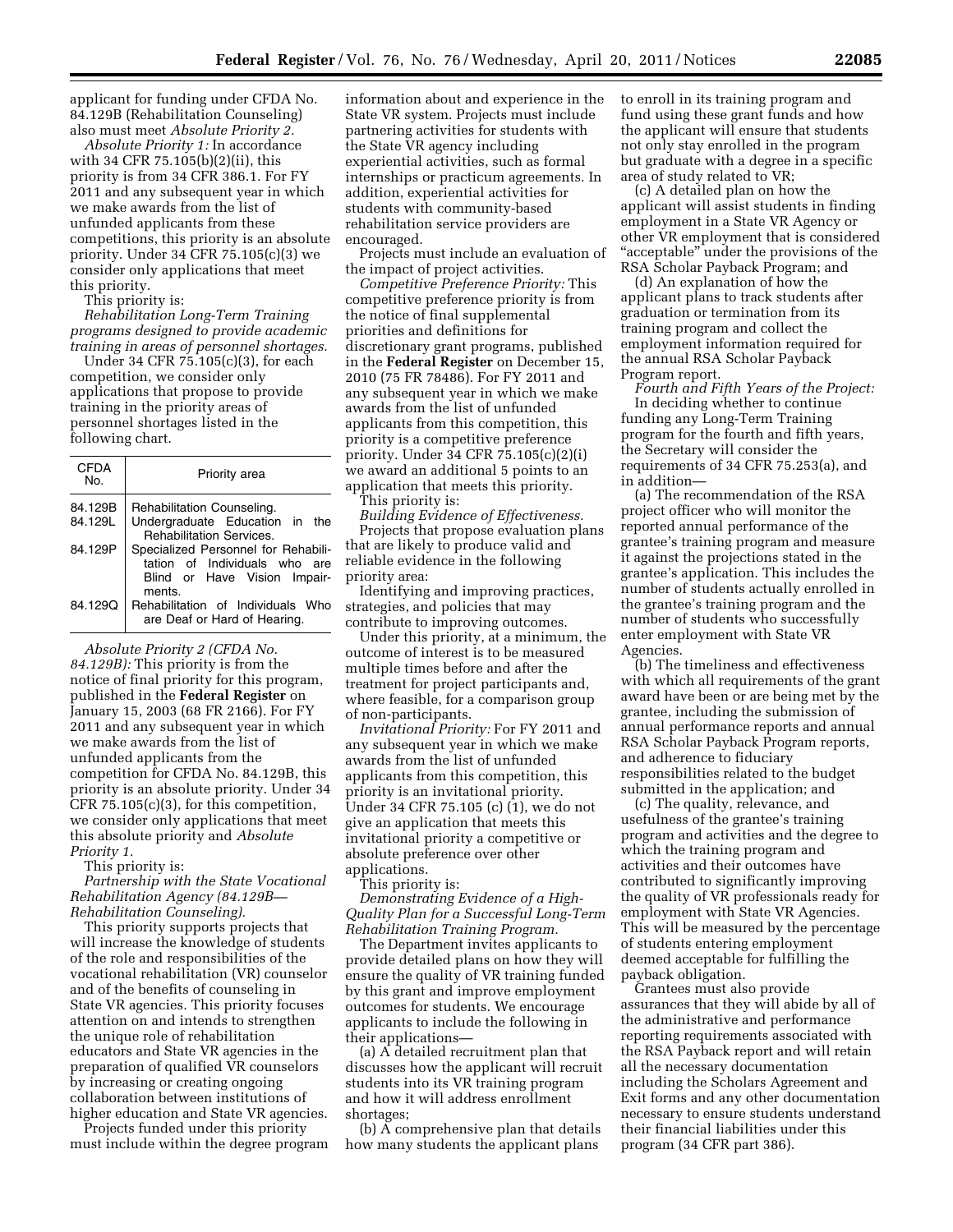applicant for funding under CFDA No. 84.129B (Rehabilitation Counseling) also must meet *Absolute Priority 2.*

*Absolute Priority 1:* In accordance with 34 CFR 75.105(b)(2)(ii), this priority is from 34 CFR 386.1. For FY 2011 and any subsequent year in which we make awards from the list of unfunded applicants from these competitions, this priority is an absolute priority. Under 34 CFR 75.105(c)(3) we consider only applications that meet this priority.

This priority is:

*Rehabilitation Long-Term Training programs designed to provide academic training in areas of personnel shortages.*

Under 34 CFR 75.105(c)(3), for each competition, we consider only applications that propose to provide training in the priority areas of personnel shortages listed in the following chart.

| CFDA No. | Priority area |
|---|---|
| 84.129B | Rehabilitation Counseling. |
| 84.129L | Undergraduate Education in the Rehabilitation Services. |
| 84.129P | Specialized Personnel for Rehabilitation of Individuals who are Blind or Have Vision Impairments. |
| 84.129Q | Rehabilitation of Individuals Who are Deaf or Hard of Hearing. |

*Absolute Priority 2 (CFDA No. 84.129B):* This priority is from the notice of final priority for this program, published in the **Federal Register** on January 15, 2003 (68 FR 2166). For FY 2011 and any subsequent year in which we make awards from the list of unfunded applicants from the competition for CFDA No. 84.129B, this priority is an absolute priority. Under 34 CFR 75.105(c)(3), for this competition, we consider only applications that meet this absolute priority and *Absolute Priority 1.*

This priority is:

*Partnership with the State Vocational Rehabilitation Agency (84.129B—Rehabilitation Counseling).*

This priority supports projects that will increase the knowledge of students of the role and responsibilities of the vocational rehabilitation (VR) counselor and of the benefits of counseling in State VR agencies. This priority focuses attention on and intends to strengthen the unique role of rehabilitation educators and State VR agencies in the preparation of qualified VR counselors by increasing or creating ongoing collaboration between institutions of higher education and State VR agencies.

Projects funded under this priority must include within the degree program information about and experience in the State VR system. Projects must include partnering activities for students with the State VR agency including experiential activities, such as formal internships or practicum agreements. In addition, experiential activities for students with community-based rehabilitation service providers are encouraged.

Projects must include an evaluation of the impact of project activities.

*Competitive Preference Priority:* This competitive preference priority is from the notice of final supplemental priorities and definitions for discretionary grant programs, published in the **Federal Register** on December 15, 2010 (75 FR 78486). For FY 2011 and any subsequent year in which we make awards from the list of unfunded applicants from this competition, this priority is a competitive preference priority. Under 34 CFR 75.105(c)(2)(i) we award an additional 5 points to an application that meets this priority.

This priority is:

*Building Evidence of Effectiveness.*

Projects that propose evaluation plans that are likely to produce valid and reliable evidence in the following priority area:

Identifying and improving practices, strategies, and policies that may contribute to improving outcomes.

Under this priority, at a minimum, the outcome of interest is to be measured multiple times before and after the treatment for project participants and, where feasible, for a comparison group of non-participants.

*Invitational Priority:* For FY 2011 and any subsequent year in which we make awards from the list of unfunded applicants from this competition, this priority is an invitational priority. Under 34 CFR 75.105 (c) (1), we do not give an application that meets this invitational priority a competitive or absolute preference over other applications.

This priority is:

*Demonstrating Evidence of a High-Quality Plan for a Successful Long-Term Rehabilitation Training Program.*

The Department invites applicants to provide detailed plans on how they will ensure the quality of VR training funded by this grant and improve employment outcomes for students. We encourage applicants to include the following in their applications—

(a) A detailed recruitment plan that discusses how the applicant will recruit students into its VR training program and how it will address enrollment shortages;

(b) A comprehensive plan that details how many students the applicant plans to enroll in its training program and fund using these grant funds and how the applicant will ensure that students not only stay enrolled in the program but graduate with a degree in a specific area of study related to VR;

(c) A detailed plan on how the applicant will assist students in finding employment in a State VR Agency or other VR employment that is considered "acceptable" under the provisions of the RSA Scholar Payback Program; and

(d) An explanation of how the applicant plans to track students after graduation or termination from its training program and collect the employment information required for the annual RSA Scholar Payback Program report.

*Fourth and Fifth Years of the Project:* In deciding whether to continue funding any Long-Term Training program for the fourth and fifth years, the Secretary will consider the requirements of 34 CFR 75.253(a), and in addition—

(a) The recommendation of the RSA project officer who will monitor the reported annual performance of the grantee's training program and measure it against the projections stated in the grantee's application. This includes the number of students actually enrolled in the grantee's training program and the number of students who successfully enter employment with State VR Agencies.

(b) The timeliness and effectiveness with which all requirements of the grant award have been or are being met by the grantee, including the submission of annual performance reports and annual RSA Scholar Payback Program reports, and adherence to fiduciary responsibilities related to the budget submitted in the application; and

(c) The quality, relevance, and usefulness of the grantee's training program and activities and the degree to which the training program and activities and their outcomes have contributed to significantly improving the quality of VR professionals ready for employment with State VR Agencies. This will be measured by the percentage of students entering employment deemed acceptable for fulfilling the payback obligation.

Grantees must also provide assurances that they will abide by all of the administrative and performance reporting requirements associated with the RSA Payback report and will retain all the necessary documentation including the Scholars Agreement and Exit forms and any other documentation necessary to ensure students understand their financial liabilities under this program (34 CFR part 386).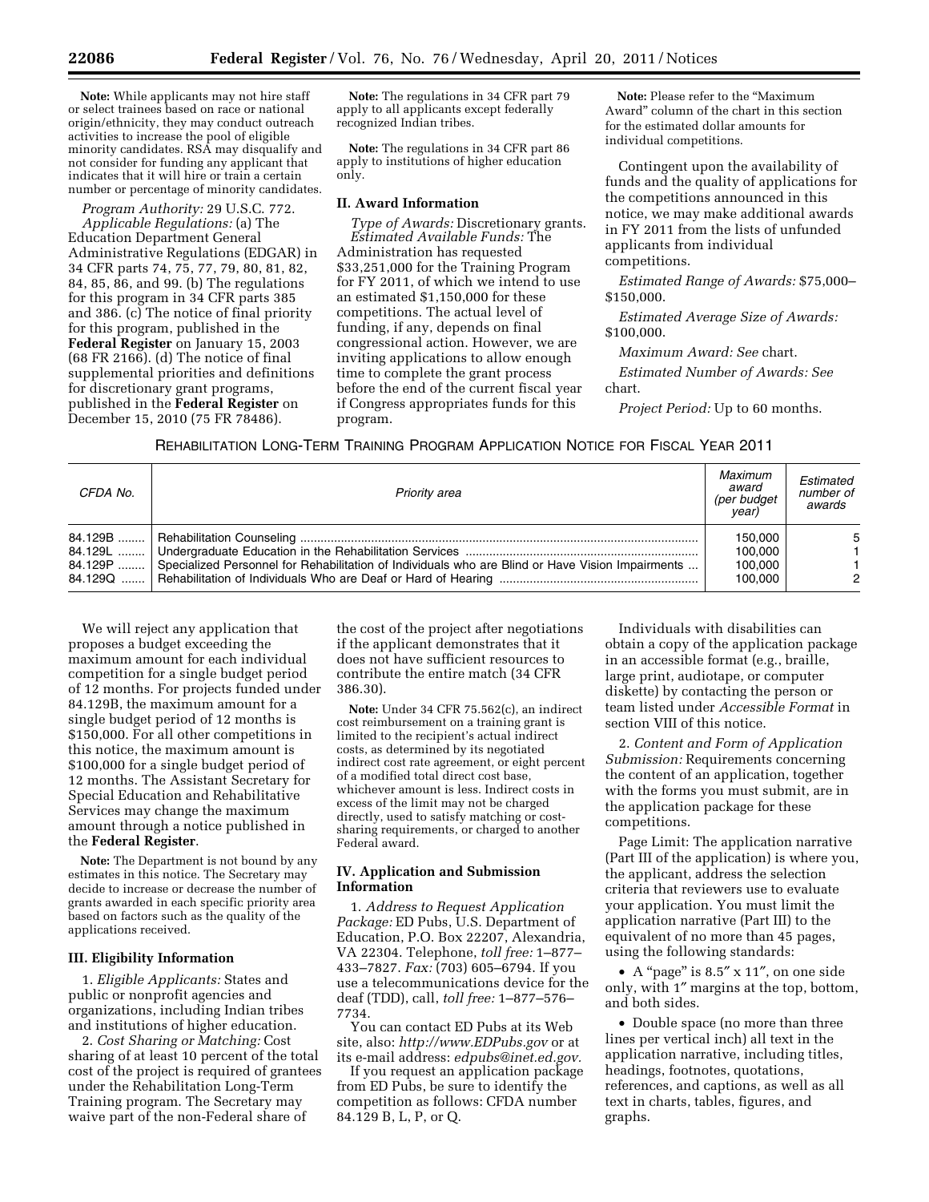**Note:** While applicants may not hire staff or select trainees based on race or national origin/ethnicity, they may conduct outreach activities to increase the pool of eligible minority candidates. RSA may disqualify and not consider for funding any applicant that indicates that it will hire or train a certain number or percentage of minority candidates.

*Program Authority:* 29 U.S.C. 772.

*Applicable Regulations:* (a) The Education Department General Administrative Regulations (EDGAR) in 34 CFR parts 74, 75, 77, 79, 80, 81, 82, 84, 85, 86, and 99. (b) The regulations for this program in 34 CFR parts 385 and 386. (c) The notice of final priority for this program, published in the **Federal Register** on January 15, 2003 (68 FR 2166). (d) The notice of final supplemental priorities and definitions for discretionary grant programs, published in the **Federal Register** on December 15, 2010 (75 FR 78486).

**Note:** The regulations in 34 CFR part 79 apply to all applicants except federally recognized Indian tribes.

**Note:** The regulations in 34 CFR part 86 apply to institutions of higher education only.

## II. Award Information

*Type of Awards:* Discretionary grants.

*Estimated Available Funds:* The Administration has requested $33,251,000 for the Training Program for FY 2011, of which we intend to use an estimated $1,150,000 for these competitions. The actual level of funding, if any, depends on final congressional action. However, we are inviting applications to allow enough time to complete the grant process before the end of the current fiscal year if Congress appropriates funds for this program.

**Note:** Please refer to the "Maximum Award" column of the chart in this section for the estimated dollar amounts for individual competitions.

Contingent upon the availability of funds and the quality of applications for the competitions announced in this notice, we may make additional awards in FY 2011 from the lists of unfunded applicants from individual competitions.

*Estimated Range of Awards:* $75,000–$150,000.

*Estimated Average Size of Awards:* $100,000.

*Maximum Award: See* chart.

*Estimated Number of Awards: See* chart.

*Project Period:* Up to 60 months.

REHABILITATION LONG-TERM TRAINING PROGRAM APPLICATION NOTICE FOR FISCAL YEAR 2011

| CFDA No. | Priority area | Maximum award (per budget year) | Estimated number of awards |
|---|---|---|---|
| 84.129B | Rehabilitation Counseling | 150,000 | 5 |
| 84.129L | Undergraduate Education in the Rehabilitation Services | 100,000 | 1 |
| 84.129P | Specialized Personnel for Rehabilitation of Individuals who are Blind or Have Vision Impairments | 100,000 | 1 |
| 84.129Q | Rehabilitation of Individuals Who are Deaf or Hard of Hearing | 100,000 | 2 |

We will reject any application that proposes a budget exceeding the maximum amount for each individual competition for a single budget period of 12 months. For projects funded under 84.129B, the maximum amount for a single budget period of 12 months is $150,000. For all other competitions in this notice, the maximum amount is $100,000 for a single budget period of 12 months. The Assistant Secretary for Special Education and Rehabilitative Services may change the maximum amount through a notice published in the **Federal Register**.

**Note:** The Department is not bound by any estimates in this notice. The Secretary may decide to increase or decrease the number of grants awarded in each specific priority area based on factors such as the quality of the applications received.

## III. Eligibility Information

1. *Eligible Applicants:* States and public or nonprofit agencies and organizations, including Indian tribes and institutions of higher education.

2. *Cost Sharing or Matching:* Cost sharing of at least 10 percent of the total cost of the project is required of grantees under the Rehabilitation Long-Term Training program. The Secretary may waive part of the non-Federal share of the cost of the project after negotiations if the applicant demonstrates that it does not have sufficient resources to contribute the entire match (34 CFR 386.30).

**Note:** Under 34 CFR 75.562(c), an indirect cost reimbursement on a training grant is limited to the recipient's actual indirect costs, as determined by its negotiated indirect cost rate agreement, or eight percent of a modified total direct cost base, whichever amount is less. Indirect costs in excess of the limit may not be charged directly, used to satisfy matching or cost-sharing requirements, or charged to another Federal award.

## IV. Application and Submission Information

1. *Address to Request Application Package:* ED Pubs, U.S. Department of Education, P.O. Box 22207, Alexandria, VA 22304. Telephone, *toll free:* 1–877–433–7827. *Fax:* (703) 605–6794. If you use a telecommunications device for the deaf (TDD), call, *toll free:* 1–877–576–7734.

You can contact ED Pubs at its Web site, also: *http://www.EDPubs.gov* or at its e-mail address: *edpubs@inet.ed.gov.*

If you request an application package from ED Pubs, be sure to identify the competition as follows: CFDA number 84.129 B, L, P, or Q.

Individuals with disabilities can obtain a copy of the application package in an accessible format (e.g., braille, large print, audiotape, or computer diskette) by contacting the person or team listed under *Accessible Format* in section VIII of this notice.

2. *Content and Form of Application Submission:* Requirements concerning the content of an application, together with the forms you must submit, are in the application package for these competitions.

Page Limit: The application narrative (Part III of the application) is where you, the applicant, address the selection criteria that reviewers use to evaluate your application. You must limit the application narrative (Part III) to the equivalent of no more than 45 pages, using the following standards:

- A "page" is 8.5″ x 11″, on one side only, with 1″ margins at the top, bottom, and both sides.
- Double space (no more than three lines per vertical inch) all text in the application narrative, including titles, headings, footnotes, quotations, references, and captions, as well as all text in charts, tables, figures, and graphs.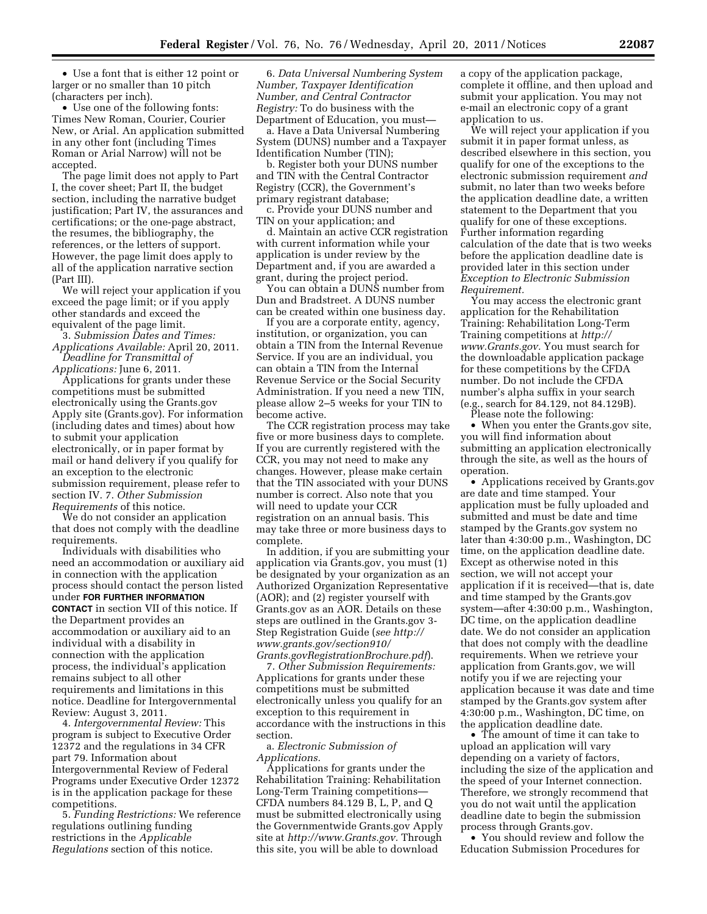- Use a font that is either 12 point or larger or no smaller than 10 pitch (characters per inch).
- Use one of the following fonts: Times New Roman, Courier, Courier New, or Arial. An application submitted in any other font (including Times Roman or Arial Narrow) will not be accepted.

The page limit does not apply to Part I, the cover sheet; Part II, the budget section, including the narrative budget justification; Part IV, the assurances and certifications; or the one-page abstract, the resumes, the bibliography, the references, or the letters of support. However, the page limit does apply to all of the application narrative section (Part III).

We will reject your application if you exceed the page limit; or if you apply other standards and exceed the equivalent of the page limit.

3. *Submission Dates and Times:* *Applications Available:* April 20, 2011.

*Deadline for Transmittal of Applications:* June 6, 2011.

Applications for grants under these competitions must be submitted electronically using the Grants.gov Apply site (Grants.gov). For information (including dates and times) about how to submit your application electronically, or in paper format by mail or hand delivery if you qualify for an exception to the electronic submission requirement, please refer to section IV. 7. *Other Submission Requirements* of this notice.

We do not consider an application that does not comply with the deadline requirements.

Individuals with disabilities who need an accommodation or auxiliary aid in connection with the application process should contact the person listed under **FOR FURTHER INFORMATION CONTACT** in section VII of this notice. If the Department provides an accommodation or auxiliary aid to an individual with a disability in connection with the application process, the individual's application remains subject to all other requirements and limitations in this notice. Deadline for Intergovernmental Review: August 3, 2011.

4. *Intergovernmental Review:* This program is subject to Executive Order 12372 and the regulations in 34 CFR part 79. Information about Intergovernmental Review of Federal Programs under Executive Order 12372 is in the application package for these competitions.

5. *Funding Restrictions:* We reference regulations outlining funding restrictions in the *Applicable Regulations* section of this notice.

6. *Data Universal Numbering System Number, Taxpayer Identification Number, and Central Contractor Registry:* To do business with the Department of Education, you must—

a. Have a Data Universal Numbering System (DUNS) number and a Taxpayer Identification Number (TIN);

b. Register both your DUNS number and TIN with the Central Contractor Registry (CCR), the Government's primary registrant database;

c. Provide your DUNS number and TIN on your application; and

d. Maintain an active CCR registration with current information while your application is under review by the Department and, if you are awarded a grant, during the project period.

You can obtain a DUNS number from Dun and Bradstreet. A DUNS number can be created within one business day.

If you are a corporate entity, agency, institution, or organization, you can obtain a TIN from the Internal Revenue Service. If you are an individual, you can obtain a TIN from the Internal Revenue Service or the Social Security Administration. If you need a new TIN, please allow 2–5 weeks for your TIN to become active.

The CCR registration process may take five or more business days to complete. If you are currently registered with the CCR, you may not need to make any changes. However, please make certain that the TIN associated with your DUNS number is correct. Also note that you will need to update your CCR registration on an annual basis. This may take three or more business days to complete.

In addition, if you are submitting your application via Grants.gov, you must (1) be designated by your organization as an Authorized Organization Representative (AOR); and (2) register yourself with Grants.gov as an AOR. Details on these steps are outlined in the Grants.gov 3-Step Registration Guide (*see http://www.grants.gov/section910/Grants.govRegistrationBrochure.pdf*).

7. *Other Submission Requirements:* Applications for grants under these competitions must be submitted electronically unless you qualify for an exception to this requirement in accordance with the instructions in this section.

a. *Electronic Submission of Applications.*

Applications for grants under the Rehabilitation Training: Rehabilitation Long-Term Training competitions—CFDA numbers 84.129 B, L, P, and Q must be submitted electronically using the Governmentwide Grants.gov Apply site at *http://www.Grants.gov.* Through this site, you will be able to download a copy of the application package, complete it offline, and then upload and submit your application. You may not e-mail an electronic copy of a grant application to us.

We will reject your application if you submit it in paper format unless, as described elsewhere in this section, you qualify for one of the exceptions to the electronic submission requirement *and* submit, no later than two weeks before the application deadline date, a written statement to the Department that you qualify for one of these exceptions. Further information regarding calculation of the date that is two weeks before the application deadline date is provided later in this section under *Exception to Electronic Submission Requirement.*

You may access the electronic grant application for the Rehabilitation Training: Rehabilitation Long-Term Training competitions at *http://www.Grants.gov.* You must search for the downloadable application package for these competitions by the CFDA number. Do not include the CFDA number's alpha suffix in your search (e.g., search for 84.129, not 84.129B).

Please note the following:

- When you enter the Grants.gov site, you will find information about submitting an application electronically through the site, as well as the hours of operation.
- Applications received by Grants.gov are date and time stamped. Your application must be fully uploaded and submitted and must be date and time stamped by the Grants.gov system no later than 4:30:00 p.m., Washington, DC time, on the application deadline date. Except as otherwise noted in this section, we will not accept your application if it is received—that is, date and time stamped by the Grants.gov system—after 4:30:00 p.m., Washington, DC time, on the application deadline date. We do not consider an application that does not comply with the deadline requirements. When we retrieve your application from Grants.gov, we will notify you if we are rejecting your application because it was date and time stamped by the Grants.gov system after 4:30:00 p.m., Washington, DC time, on the application deadline date.
- The amount of time it can take to upload an application will vary depending on a variety of factors, including the size of the application and the speed of your Internet connection. Therefore, we strongly recommend that you do not wait until the application deadline date to begin the submission process through Grants.gov.
- You should review and follow the Education Submission Procedures for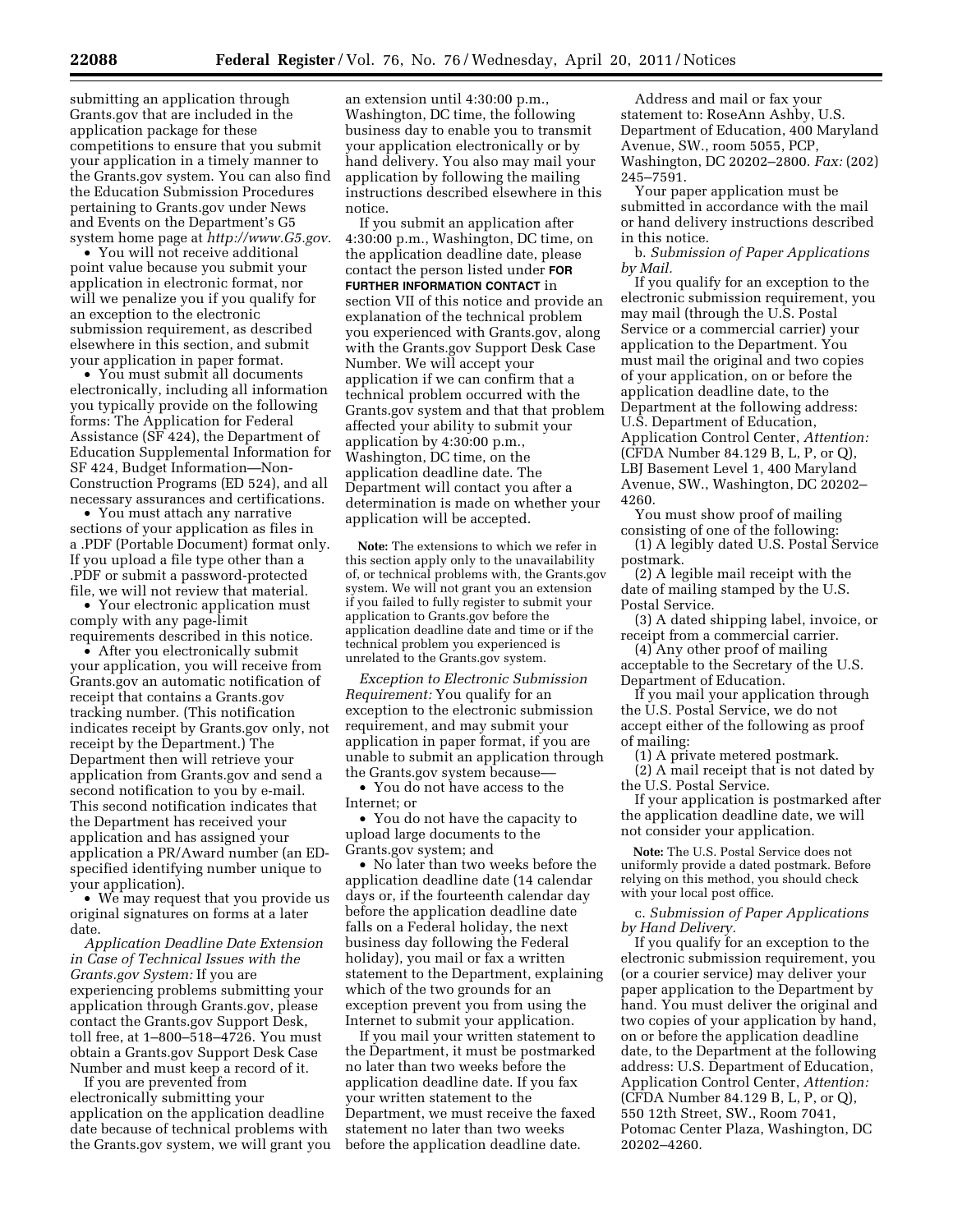submitting an application through Grants.gov that are included in the application package for these competitions to ensure that you submit your application in a timely manner to the Grants.gov system. You can also find the Education Submission Procedures pertaining to Grants.gov under News and Events on the Department's G5 system home page at *http://www.G5.gov.*

- You will not receive additional point value because you submit your application in electronic format, nor will we penalize you if you qualify for an exception to the electronic submission requirement, as described elsewhere in this section, and submit your application in paper format.
- You must submit all documents electronically, including all information you typically provide on the following forms: The Application for Federal Assistance (SF 424), the Department of Education Supplemental Information for SF 424, Budget Information—Non-Construction Programs (ED 524), and all necessary assurances and certifications.
- You must attach any narrative sections of your application as files in a .PDF (Portable Document) format only. If you upload a file type other than a .PDF or submit a password-protected file, we will not review that material.
- Your electronic application must comply with any page-limit requirements described in this notice.
- After you electronically submit your application, you will receive from Grants.gov an automatic notification of receipt that contains a Grants.gov tracking number. (This notification indicates receipt by Grants.gov only, not receipt by the Department.) The Department then will retrieve your application from Grants.gov and send a second notification to you by e-mail. This second notification indicates that the Department has received your application and has assigned your application a PR/Award number (an ED-specified identifying number unique to your application).
- We may request that you provide us original signatures on forms at a later date.

*Application Deadline Date Extension in Case of Technical Issues with the Grants.gov System:* If you are experiencing problems submitting your application through Grants.gov, please contact the Grants.gov Support Desk, toll free, at 1–800–518–4726. You must obtain a Grants.gov Support Desk Case Number and must keep a record of it.

If you are prevented from electronically submitting your application on the application deadline date because of technical problems with the Grants.gov system, we will grant you an extension until 4:30:00 p.m., Washington, DC time, the following business day to enable you to transmit your application electronically or by hand delivery. You also may mail your application by following the mailing instructions described elsewhere in this notice.

If you submit an application after 4:30:00 p.m., Washington, DC time, on the application deadline date, please contact the person listed under **FOR FURTHER INFORMATION CONTACT** in section VII of this notice and provide an explanation of the technical problem you experienced with Grants.gov, along with the Grants.gov Support Desk Case Number. We will accept your application if we can confirm that a technical problem occurred with the Grants.gov system and that that problem affected your ability to submit your application by 4:30:00 p.m., Washington, DC time, on the application deadline date. The Department will contact you after a determination is made on whether your application will be accepted.

**Note:** The extensions to which we refer in this section apply only to the unavailability of, or technical problems with, the Grants.gov system. We will not grant you an extension if you failed to fully register to submit your application to Grants.gov before the application deadline date and time or if the technical problem you experienced is unrelated to the Grants.gov system.

*Exception to Electronic Submission Requirement:* You qualify for an exception to the electronic submission requirement, and may submit your application in paper format, if you are unable to submit an application through the Grants.gov system because—

- You do not have access to the Internet; or
- You do not have the capacity to upload large documents to the Grants.gov system; and
- No later than two weeks before the application deadline date (14 calendar days or, if the fourteenth calendar day before the application deadline date falls on a Federal holiday, the next business day following the Federal holiday), you mail or fax a written statement to the Department, explaining which of the two grounds for an exception prevent you from using the Internet to submit your application.

If you mail your written statement to the Department, it must be postmarked no later than two weeks before the application deadline date. If you fax your written statement to the Department, we must receive the faxed statement no later than two weeks before the application deadline date.

Address and mail or fax your statement to: RoseAnn Ashby, U.S. Department of Education, 400 Maryland Avenue, SW., room 5055, PCP, Washington, DC 20202–2800. *Fax:* (202) 245–7591.

Your paper application must be submitted in accordance with the mail or hand delivery instructions described in this notice.

b. *Submission of Paper Applications by Mail.*

If you qualify for an exception to the electronic submission requirement, you may mail (through the U.S. Postal Service or a commercial carrier) your application to the Department. You must mail the original and two copies of your application, on or before the application deadline date, to the Department at the following address: U.S. Department of Education, Application Control Center, *Attention:* (CFDA Number 84.129 B, L, P, or Q), LBJ Basement Level 1, 400 Maryland Avenue, SW., Washington, DC 20202–4260.

You must show proof of mailing consisting of one of the following:

(1) A legibly dated U.S. Postal Service postmark.

(2) A legible mail receipt with the date of mailing stamped by the U.S. Postal Service.

(3) A dated shipping label, invoice, or receipt from a commercial carrier.

(4) Any other proof of mailing acceptable to the Secretary of the U.S. Department of Education.

If you mail your application through the U.S. Postal Service, we do not accept either of the following as proof of mailing:

(1) A private metered postmark.

(2) A mail receipt that is not dated by the U.S. Postal Service.

If your application is postmarked after the application deadline date, we will not consider your application.

**Note:** The U.S. Postal Service does not uniformly provide a dated postmark. Before relying on this method, you should check with your local post office.

c. *Submission of Paper Applications by Hand Delivery.*

If you qualify for an exception to the electronic submission requirement, you (or a courier service) may deliver your paper application to the Department by hand. You must deliver the original and two copies of your application by hand, on or before the application deadline date, to the Department at the following address: U.S. Department of Education, Application Control Center, *Attention:* (CFDA Number 84.129 B, L, P, or Q), 550 12th Street, SW., Room 7041, Potomac Center Plaza, Washington, DC 20202–4260.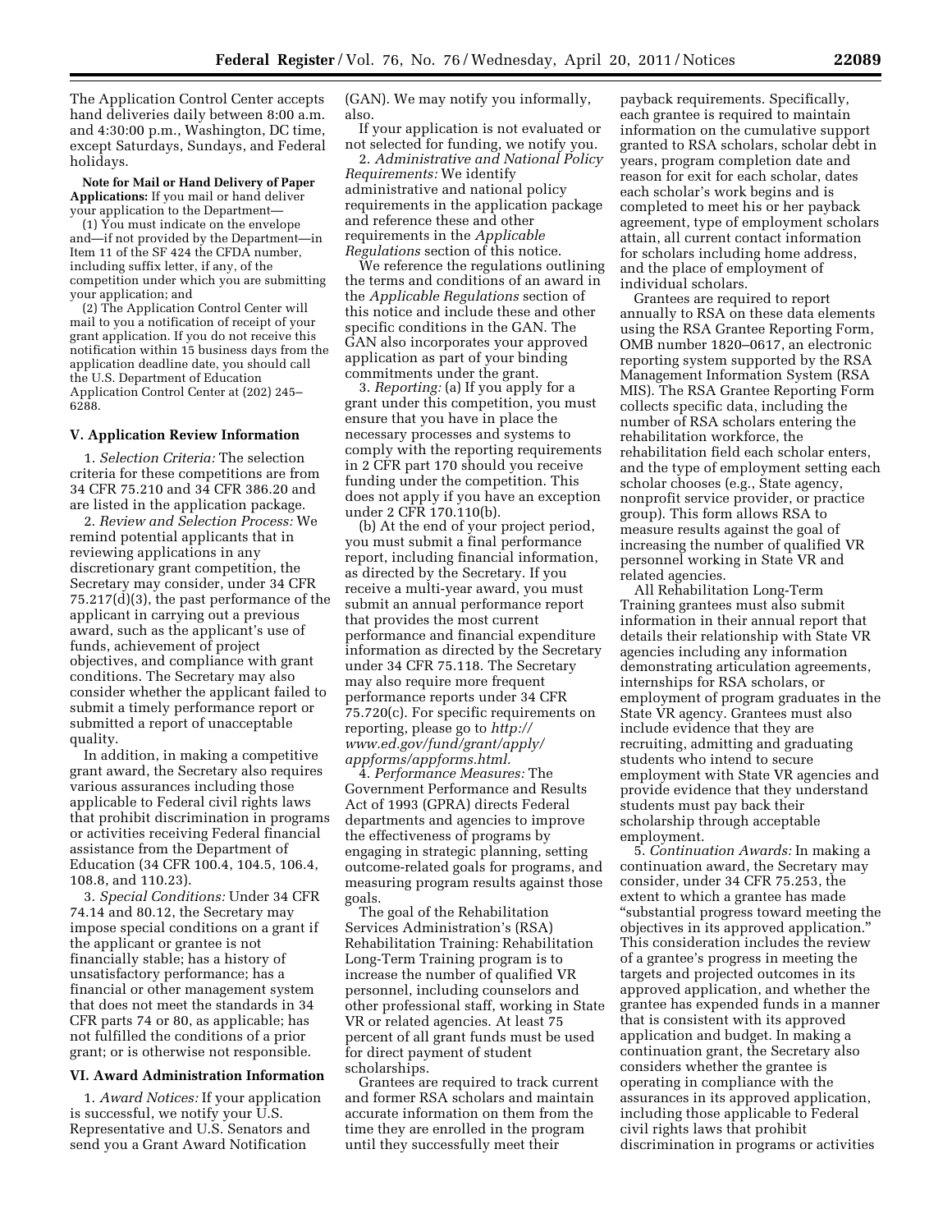The Application Control Center accepts hand deliveries daily between 8:00 a.m. and 4:30:00 p.m., Washington, DC time, except Saturdays, Sundays, and Federal holidays.

**Note for Mail or Hand Delivery of Paper Applications:** If you mail or hand deliver your application to the Department—

(1) You must indicate on the envelope and—if not provided by the Department—in Item 11 of the SF 424 the CFDA number, including suffix letter, if any, of the competition under which you are submitting your application; and

(2) The Application Control Center will mail to you a notification of receipt of your grant application. If you do not receive this notification within 15 business days from the application deadline date, you should call the U.S. Department of Education Application Control Center at (202) 245–6288.

### V. Application Review Information

1. *Selection Criteria:* The selection criteria for these competitions are from 34 CFR 75.210 and 34 CFR 386.20 and are listed in the application package.

2. *Review and Selection Process:* We remind potential applicants that in reviewing applications in any discretionary grant competition, the Secretary may consider, under 34 CFR 75.217(d)(3), the past performance of the applicant in carrying out a previous award, such as the applicant's use of funds, achievement of project objectives, and compliance with grant conditions. The Secretary may also consider whether the applicant failed to submit a timely performance report or submitted a report of unacceptable quality.

In addition, in making a competitive grant award, the Secretary also requires various assurances including those applicable to Federal civil rights laws that prohibit discrimination in programs or activities receiving Federal financial assistance from the Department of Education (34 CFR 100.4, 104.5, 106.4, 108.8, and 110.23).

3. *Special Conditions:* Under 34 CFR 74.14 and 80.12, the Secretary may impose special conditions on a grant if the applicant or grantee is not financially stable; has a history of unsatisfactory performance; has a financial or other management system that does not meet the standards in 34 CFR parts 74 or 80, as applicable; has not fulfilled the conditions of a prior grant; or is otherwise not responsible.

### VI. Award Administration Information

1. *Award Notices:* If your application is successful, we notify your U.S. Representative and U.S. Senators and send you a Grant Award Notification (GAN). We may notify you informally, also.

If your application is not evaluated or not selected for funding, we notify you.

2. *Administrative and National Policy Requirements:* We identify administrative and national policy requirements in the application package and reference these and other requirements in the *Applicable Regulations* section of this notice.

We reference the regulations outlining the terms and conditions of an award in the *Applicable Regulations* section of this notice and include these and other specific conditions in the GAN. The GAN also incorporates your approved application as part of your binding commitments under the grant.

3. *Reporting:* (a) If you apply for a grant under this competition, you must ensure that you have in place the necessary processes and systems to comply with the reporting requirements in 2 CFR part 170 should you receive funding under the competition. This does not apply if you have an exception under 2 CFR 170.110(b).

(b) At the end of your project period, you must submit a final performance report, including financial information, as directed by the Secretary. If you receive a multi-year award, you must submit an annual performance report that provides the most current performance and financial expenditure information as directed by the Secretary under 34 CFR 75.118. The Secretary may also require more frequent performance reports under 34 CFR 75.720(c). For specific requirements on reporting, please go to *http://www.ed.gov/fund/grant/apply/appforms/appforms.html.*

4. *Performance Measures:* The Government Performance and Results Act of 1993 (GPRA) directs Federal departments and agencies to improve the effectiveness of programs by engaging in strategic planning, setting outcome-related goals for programs, and measuring program results against those goals.

The goal of the Rehabilitation Services Administration's (RSA) Rehabilitation Training: Rehabilitation Long-Term Training program is to increase the number of qualified VR personnel, including counselors and other professional staff, working in State VR or related agencies. At least 75 percent of all grant funds must be used for direct payment of student scholarships.

Grantees are required to track current and former RSA scholars and maintain accurate information on them from the time they are enrolled in the program until they successfully meet their payback requirements. Specifically, each grantee is required to maintain information on the cumulative support granted to RSA scholars, scholar debt in years, program completion date and reason for exit for each scholar, dates each scholar's work begins and is completed to meet his or her payback agreement, type of employment scholars attain, all current contact information for scholars including home address, and the place of employment of individual scholars.

Grantees are required to report annually to RSA on these data elements using the RSA Grantee Reporting Form, OMB number 1820–0617, an electronic reporting system supported by the RSA Management Information System (RSA MIS). The RSA Grantee Reporting Form collects specific data, including the number of RSA scholars entering the rehabilitation workforce, the rehabilitation field each scholar enters, and the type of employment setting each scholar chooses (e.g., State agency, nonprofit service provider, or practice group). This form allows RSA to measure results against the goal of increasing the number of qualified VR personnel working in State VR and related agencies.

All Rehabilitation Long-Term Training grantees must also submit information in their annual report that details their relationship with State VR agencies including any information demonstrating articulation agreements, internships for RSA scholars, or employment of program graduates in the State VR agency. Grantees must also include evidence that they are recruiting, admitting and graduating students who intend to secure employment with State VR agencies and provide evidence that they understand students must pay back their scholarship through acceptable employment.

5. *Continuation Awards:* In making a continuation award, the Secretary may consider, under 34 CFR 75.253, the extent to which a grantee has made "substantial progress toward meeting the objectives in its approved application." This consideration includes the review of a grantee's progress in meeting the targets and projected outcomes in its approved application, and whether the grantee has expended funds in a manner that is consistent with its approved application and budget. In making a continuation grant, the Secretary also considers whether the grantee is operating in compliance with the assurances in its approved application, including those applicable to Federal civil rights laws that prohibit discrimination in programs or activities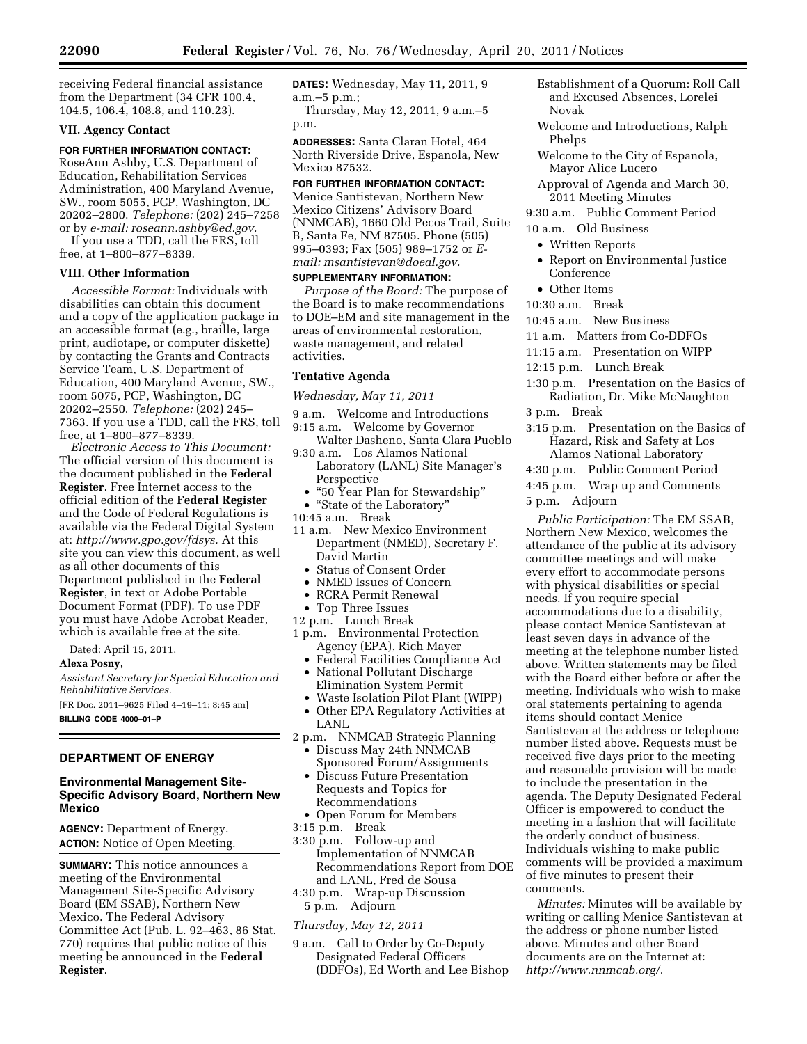receiving Federal financial assistance from the Department (34 CFR 100.4, 104.5, 106.4, 108.8, and 110.23).

### VII. Agency Contact

**FOR FURTHER INFORMATION CONTACT:** RoseAnn Ashby, U.S. Department of Education, Rehabilitation Services Administration, 400 Maryland Avenue, SW., room 5055, PCP, Washington, DC 20202–2800. *Telephone:* (202) 245–7258 or by *e-mail: roseann.ashby@ed.gov.*

If you use a TDD, call the FRS, toll free, at 1–800–877–8339.

### VIII. Other Information

*Accessible Format:* Individuals with disabilities can obtain this document and a copy of the application package in an accessible format (e.g., braille, large print, audiotape, or computer diskette) by contacting the Grants and Contracts Service Team, U.S. Department of Education, 400 Maryland Avenue, SW., room 5075, PCP, Washington, DC 20202–2550. *Telephone:* (202) 245–7363. If you use a TDD, call the FRS, toll free, at 1–800–877–8339.

*Electronic Access to This Document:* The official version of this document is the document published in the **Federal Register**. Free Internet access to the official edition of the **Federal Register** and the Code of Federal Regulations is available via the Federal Digital System at: *http://www.gpo.gov/fdsys.* At this site you can view this document, as well as all other documents of this Department published in the **Federal Register**, in text or Adobe Portable Document Format (PDF). To use PDF you must have Adobe Acrobat Reader, which is available free at the site.

Dated: April 15, 2011.

**Alexa Posny,**

*Assistant Secretary for Special Education and Rehabilitative Services.*

[FR Doc. 2011–9625 Filed 4–19–11; 8:45 am]

**BILLING CODE 4000–01–P**

## DEPARTMENT OF ENERGY

### Environmental Management Site-Specific Advisory Board, Northern New Mexico

**AGENCY:** Department of Energy.

**ACTION:** Notice of Open Meeting.

**SUMMARY:** This notice announces a meeting of the Environmental Management Site-Specific Advisory Board (EM SSAB), Northern New Mexico. The Federal Advisory Committee Act (Pub. L. 92–463, 86 Stat. 770) requires that public notice of this meeting be announced in the **Federal Register**.

**DATES:** Wednesday, May 11, 2011, 9 a.m.–5 p.m.;

Thursday, May 12, 2011, 9 a.m.–5 p.m.

**ADDRESSES:** Santa Claran Hotel, 464 North Riverside Drive, Espanola, New Mexico 87532.

**FOR FURTHER INFORMATION CONTACT:** Menice Santistevan, Northern New Mexico Citizens' Advisory Board (NNMCAB), 1660 Old Pecos Trail, Suite B, Santa Fe, NM 87505. Phone (505) 995–0393; Fax (505) 989–1752 or *E-mail: msantistevan@doeal.gov.*

**SUPPLEMENTARY INFORMATION:**

*Purpose of the Board:* The purpose of the Board is to make recommendations to DOE–EM and site management in the areas of environmental restoration, waste management, and related activities.

#### Tentative Agenda

*Wednesday, May 11, 2011*

9 a.m. Welcome and Introductions

9:15 a.m. Welcome by Governor Walter Dasheno, Santa Clara Pueblo

9:30 a.m. Los Alamos National Laboratory (LANL) Site Manager's Perspective

- "50 Year Plan for Stewardship"
- "State of the Laboratory"

10:45 a.m. Break

11 a.m. New Mexico Environment Department (NMED), Secretary F. David Martin

- Status of Consent Order
- NMED Issues of Concern
- RCRA Permit Renewal
- Top Three Issues

12 p.m. Lunch Break

1 p.m. Environmental Protection Agency (EPA), Rich Mayer

- Federal Facilities Compliance Act
- National Pollutant Discharge Elimination System Permit
- Waste Isolation Pilot Plant (WIPP)
- Other EPA Regulatory Activities at LANL

2 p.m. NNMCAB Strategic Planning

- Discuss May 24th NNMCAB Sponsored Forum/Assignments
- Discuss Future Presentation Requests and Topics for Recommendations
- Open Forum for Members

3:15 p.m. Break

3:30 p.m. Follow-up and Implementation of NNMCAB Recommendations Report from DOE and LANL, Fred de Sousa

4:30 p.m. Wrap-up Discussion

5 p.m. Adjourn

*Thursday, May 12, 2011*

9 a.m. Call to Order by Co-Deputy Designated Federal Officers (DDFOs), Ed Worth and Lee Bishop

Establishment of a Quorum: Roll Call and Excused Absences, Lorelei Novak

Welcome and Introductions, Ralph Phelps

Welcome to the City of Espanola, Mayor Alice Lucero

Approval of Agenda and March 30, 2011 Meeting Minutes

9:30 a.m. Public Comment Period

10 a.m. Old Business

- Written Reports
- Report on Environmental Justice Conference
- Other Items

10:30 a.m. Break

10:45 a.m. New Business

11 a.m. Matters from Co-DDFOs

11:15 a.m. Presentation on WIPP

12:15 p.m. Lunch Break

1:30 p.m. Presentation on the Basics of Radiation, Dr. Mike McNaughton

3 p.m. Break

3:15 p.m. Presentation on the Basics of Hazard, Risk and Safety at Los Alamos National Laboratory

4:30 p.m. Public Comment Period

4:45 p.m. Wrap up and Comments

5 p.m. Adjourn

*Public Participation:* The EM SSAB, Northern New Mexico, welcomes the attendance of the public at its advisory committee meetings and will make every effort to accommodate persons with physical disabilities or special needs. If you require special accommodations due to a disability, please contact Menice Santistevan at least seven days in advance of the meeting at the telephone number listed above. Written statements may be filed with the Board either before or after the meeting. Individuals who wish to make oral statements pertaining to agenda items should contact Menice Santistevan at the address or telephone number listed above. Requests must be received five days prior to the meeting and reasonable provision will be made to include the presentation in the agenda. The Deputy Designated Federal Officer is empowered to conduct the meeting in a fashion that will facilitate the orderly conduct of business. Individuals wishing to make public comments will be provided a maximum of five minutes to present their comments.

*Minutes:* Minutes will be available by writing or calling Menice Santistevan at the address or phone number listed above. Minutes and other Board documents are on the Internet at: *http://www.nnmcab.org/.*